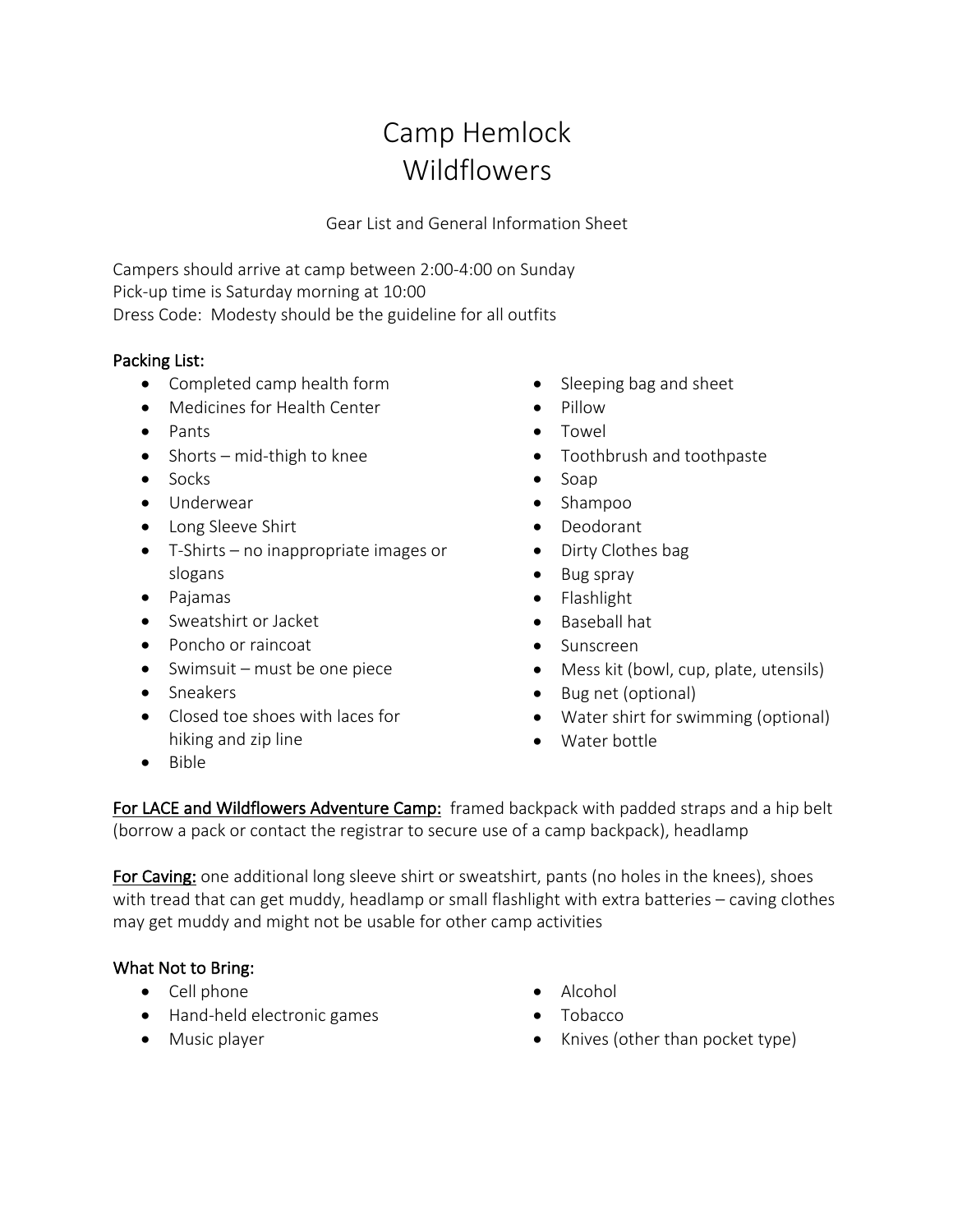# Camp Hemlock
# Wildflowers

Gear List and General Information Sheet

Campers should arrive at camp between 2:00-4:00 on Sunday
Pick-up time is Saturday morning at 10:00
Dress Code: Modesty should be the guideline for all outfits

## Packing List:

- Completed camp health form
- Medicines for Health Center
- Pants
- Shorts – mid-thigh to knee
- Socks
- Underwear
- Long Sleeve Shirt
- T-Shirts – no inappropriate images or slogans
- Pajamas
- Sweatshirt or Jacket
- Poncho or raincoat
- Swimsuit – must be one piece
- Sneakers
- Closed toe shoes with laces for hiking and zip line
- Bible
- Sleeping bag and sheet
- Pillow
- Towel
- Toothbrush and toothpaste
- Soap
- Shampoo
- Deodorant
- Dirty Clothes bag
- Bug spray
- Flashlight
- Baseball hat
- Sunscreen
- Mess kit (bowl, cup, plate, utensils)
- Bug net (optional)
- Water shirt for swimming (optional)
- Water bottle

<u>For LACE and Wildflowers Adventure Camp:</u> framed backpack with padded straps and a hip belt (borrow a pack or contact the registrar to secure use of a camp backpack), headlamp

<u>For Caving:</u> one additional long sleeve shirt or sweatshirt, pants (no holes in the knees), shoes with tread that can get muddy, headlamp or small flashlight with extra batteries – caving clothes may get muddy and might not be usable for other camp activities

## What Not to Bring:

- Cell phone
- Hand-held electronic games
- Music player
- Alcohol
- Tobacco
- Knives (other than pocket type)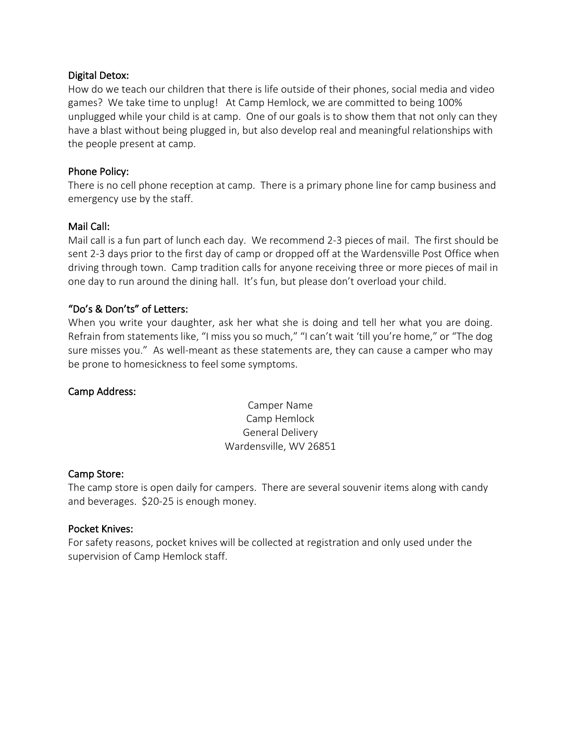## Digital Detox:

How do we teach our children that there is life outside of their phones, social media and video games? We take time to unplug! At Camp Hemlock, we are committed to being 100% unplugged while your child is at camp. One of our goals is to show them that not only can they have a blast without being plugged in, but also develop real and meaningful relationships with the people present at camp.

## Phone Policy:

There is no cell phone reception at camp. There is a primary phone line for camp business and emergency use by the staff.

## Mail Call:

Mail call is a fun part of lunch each day. We recommend 2-3 pieces of mail. The first should be sent 2-3 days prior to the first day of camp or dropped off at the Wardensville Post Office when driving through town. Camp tradition calls for anyone receiving three or more pieces of mail in one day to run around the dining hall. It's fun, but please don't overload your child.

## "Do's & Don'ts" of Letters:

When you write your daughter, ask her what she is doing and tell her what you are doing. Refrain from statements like, "I miss you so much," "I can't wait 'till you're home," or "The dog sure misses you." As well-meant as these statements are, they can cause a camper who may be prone to homesickness to feel some symptoms.

## Camp Address:

Camper Name
Camp Hemlock
General Delivery
Wardensville, WV 26851

## Camp Store:

The camp store is open daily for campers. There are several souvenir items along with candy and beverages. $20-25 is enough money.

## Pocket Knives:

For safety reasons, pocket knives will be collected at registration and only used under the supervision of Camp Hemlock staff.